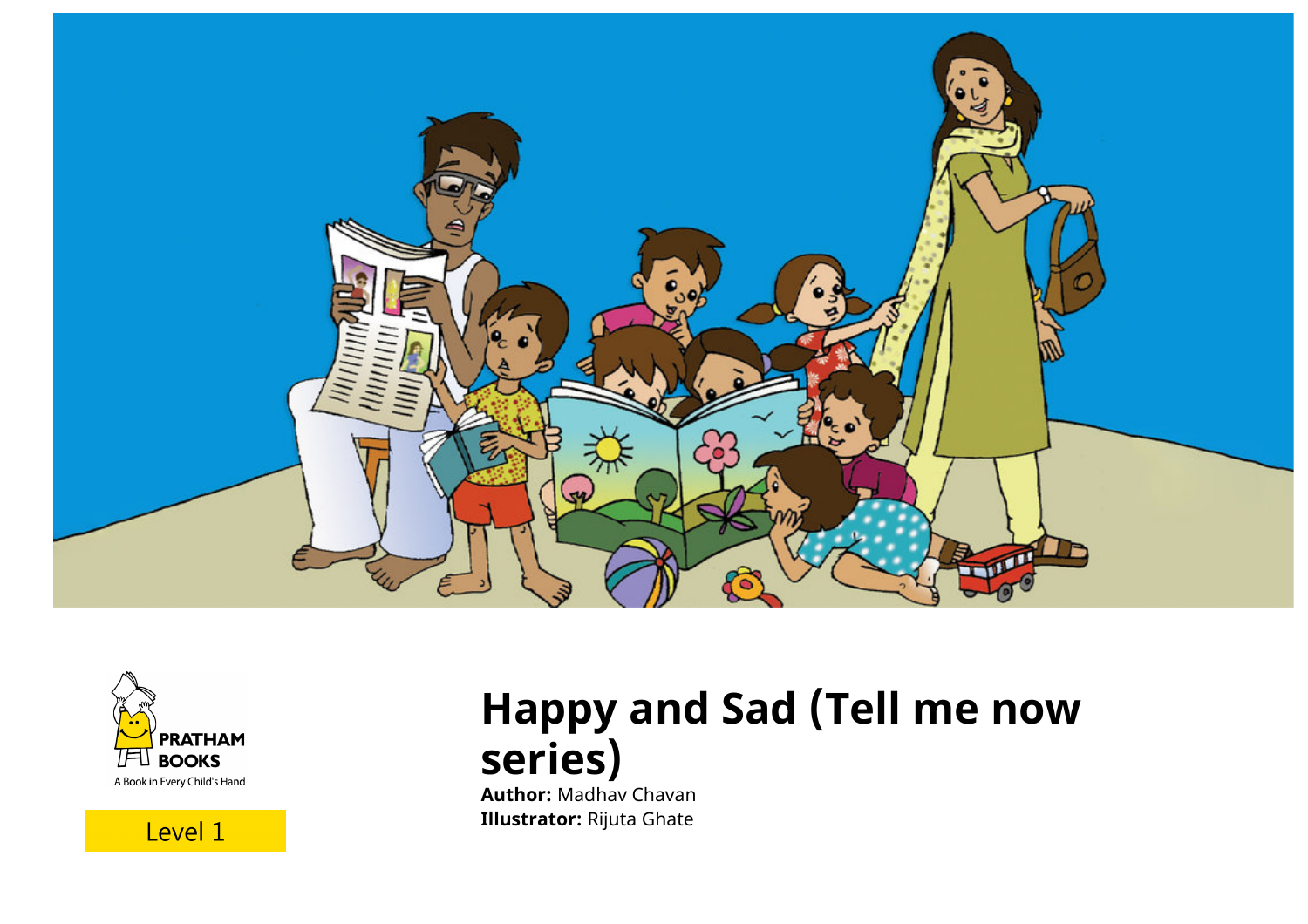PRATHAM BOOKS

A Book in Every Child's Hand

Level 1

# Happy and Sad (Tell me now series)

**Author:** Madhav Chavan
**Illustrator:** Rijuta Ghate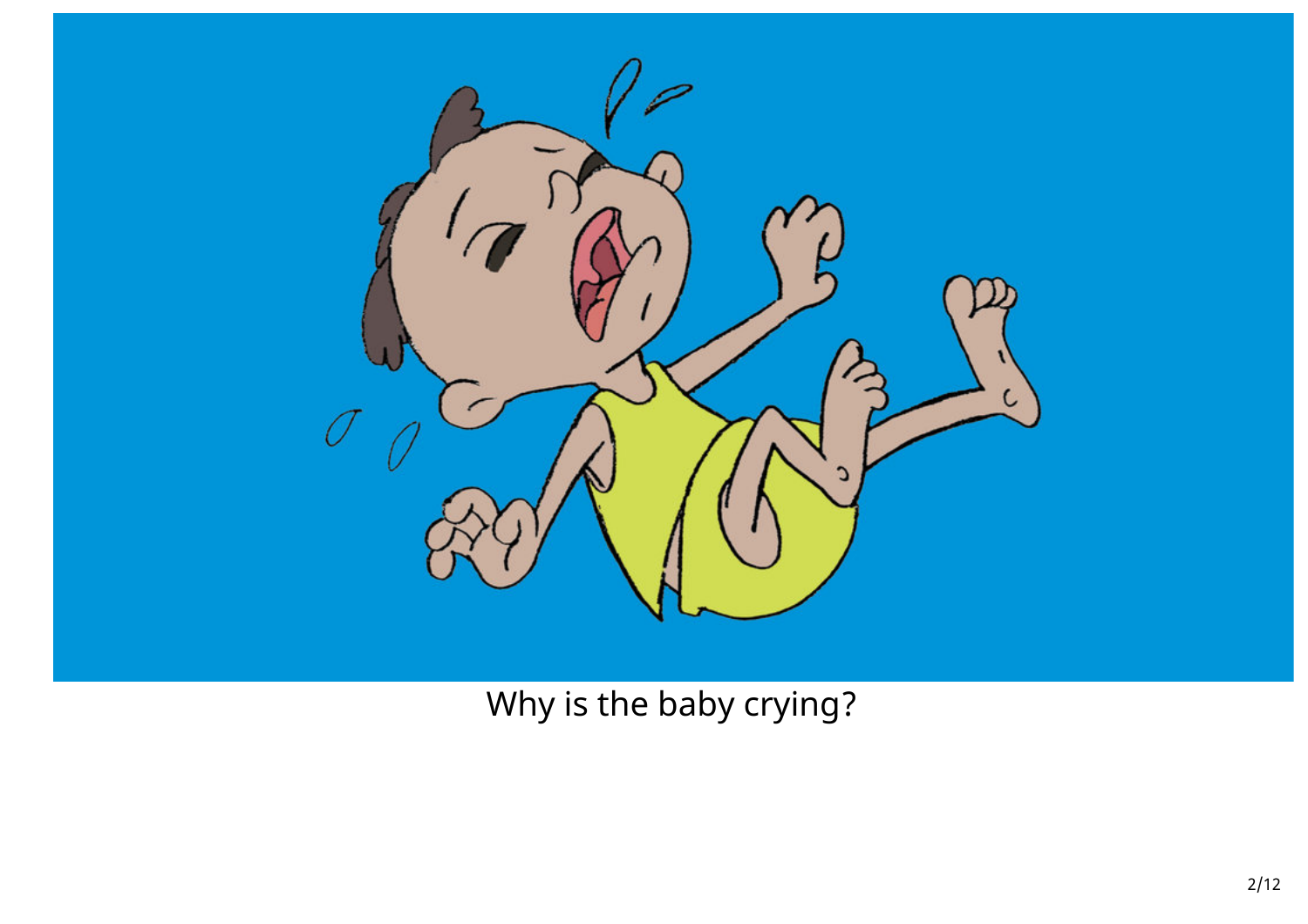Why is the baby crying?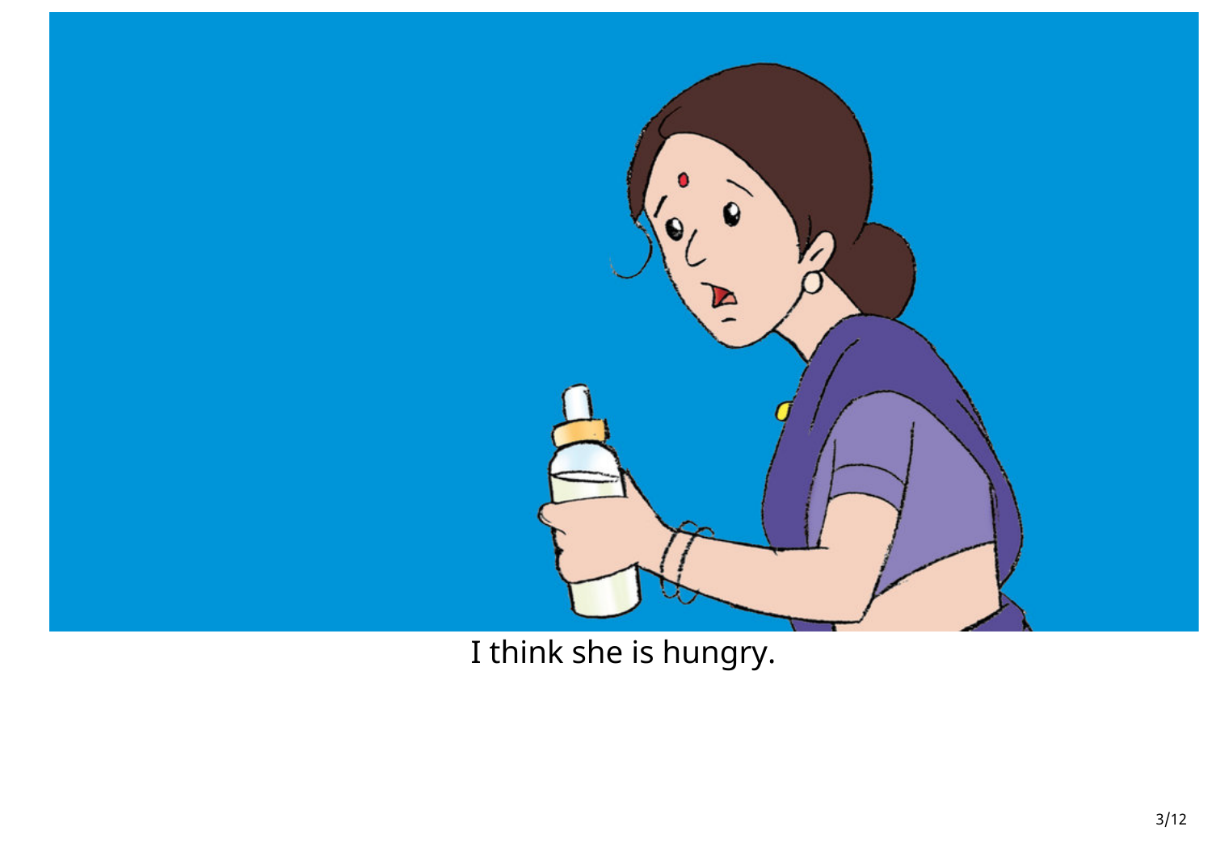I think she is hungry.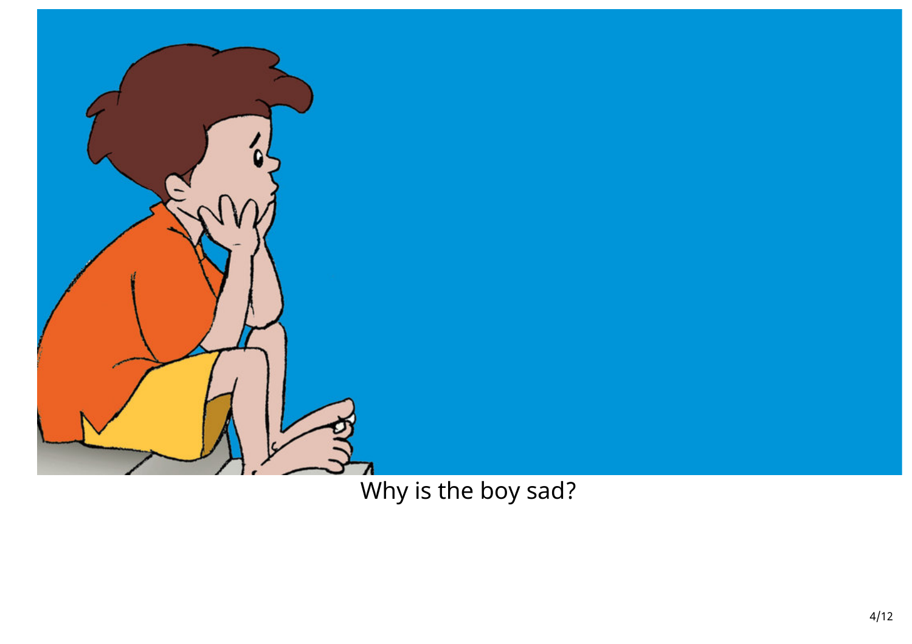Why is the boy sad?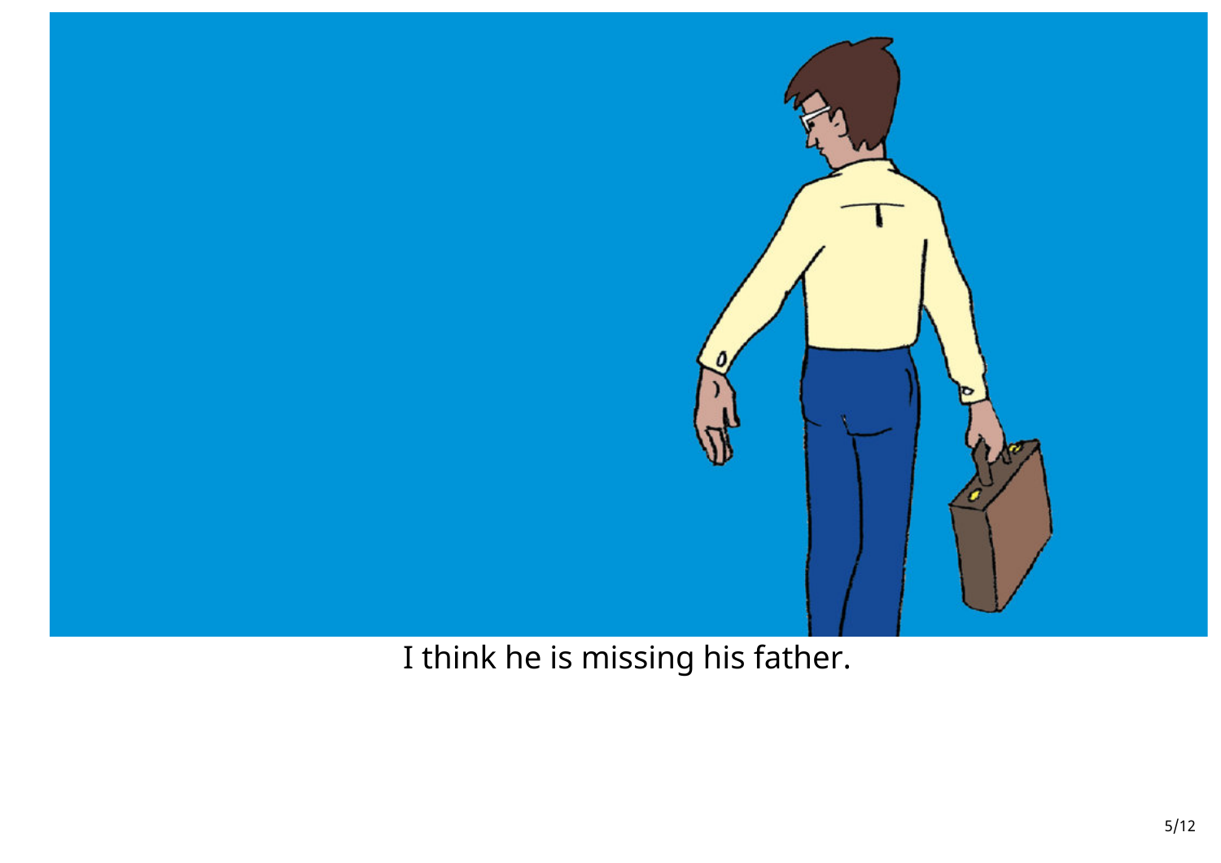I think he is missing his father.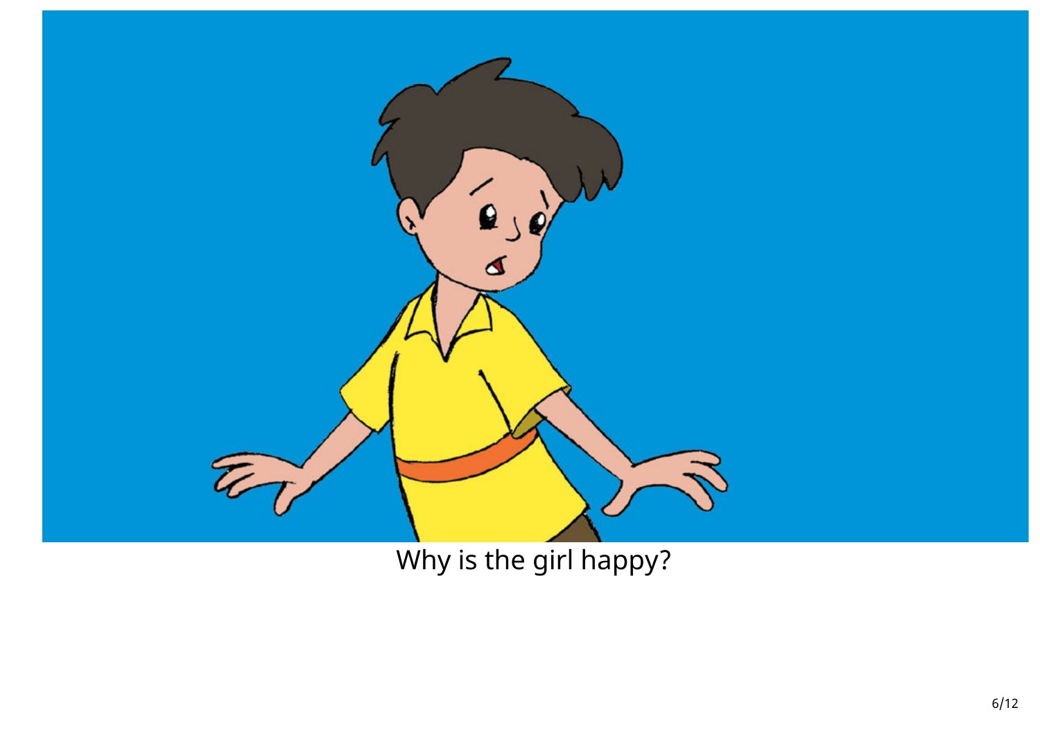Why is the girl happy?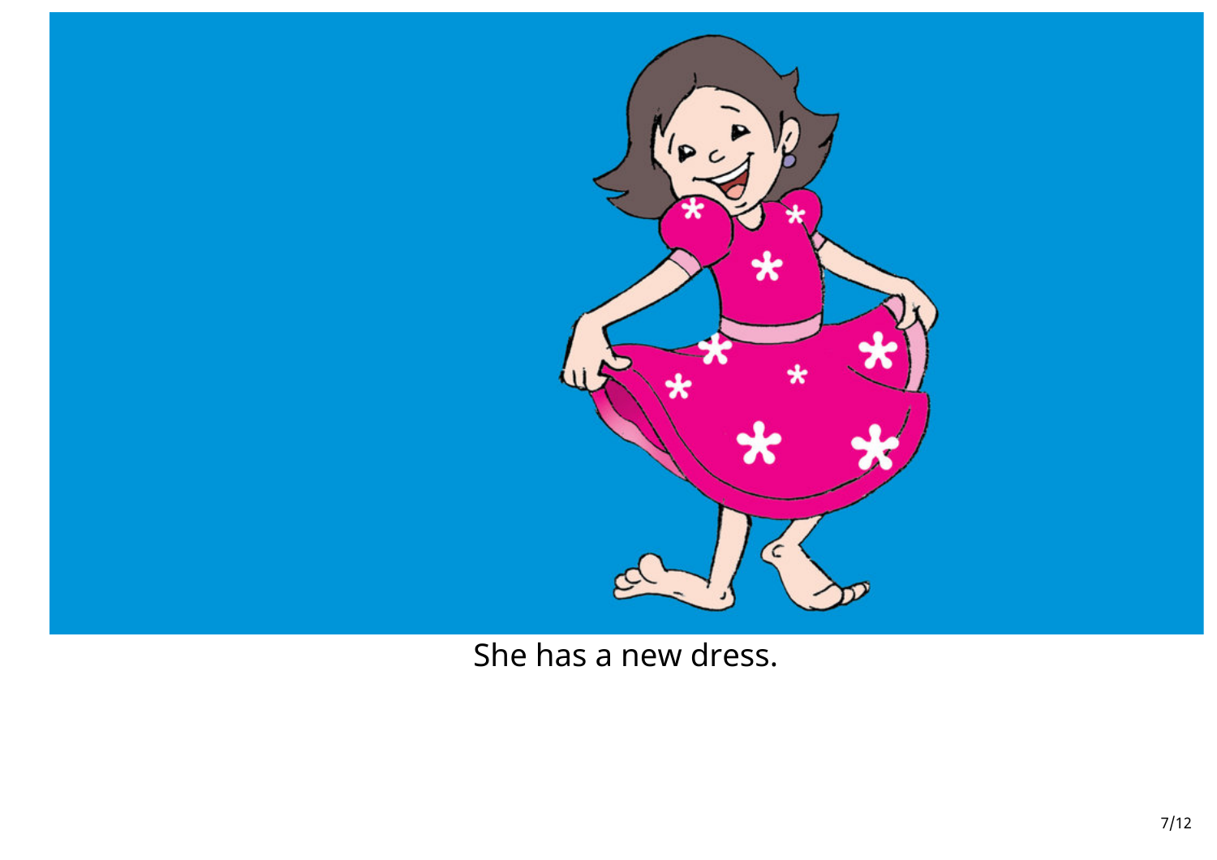She has a new dress.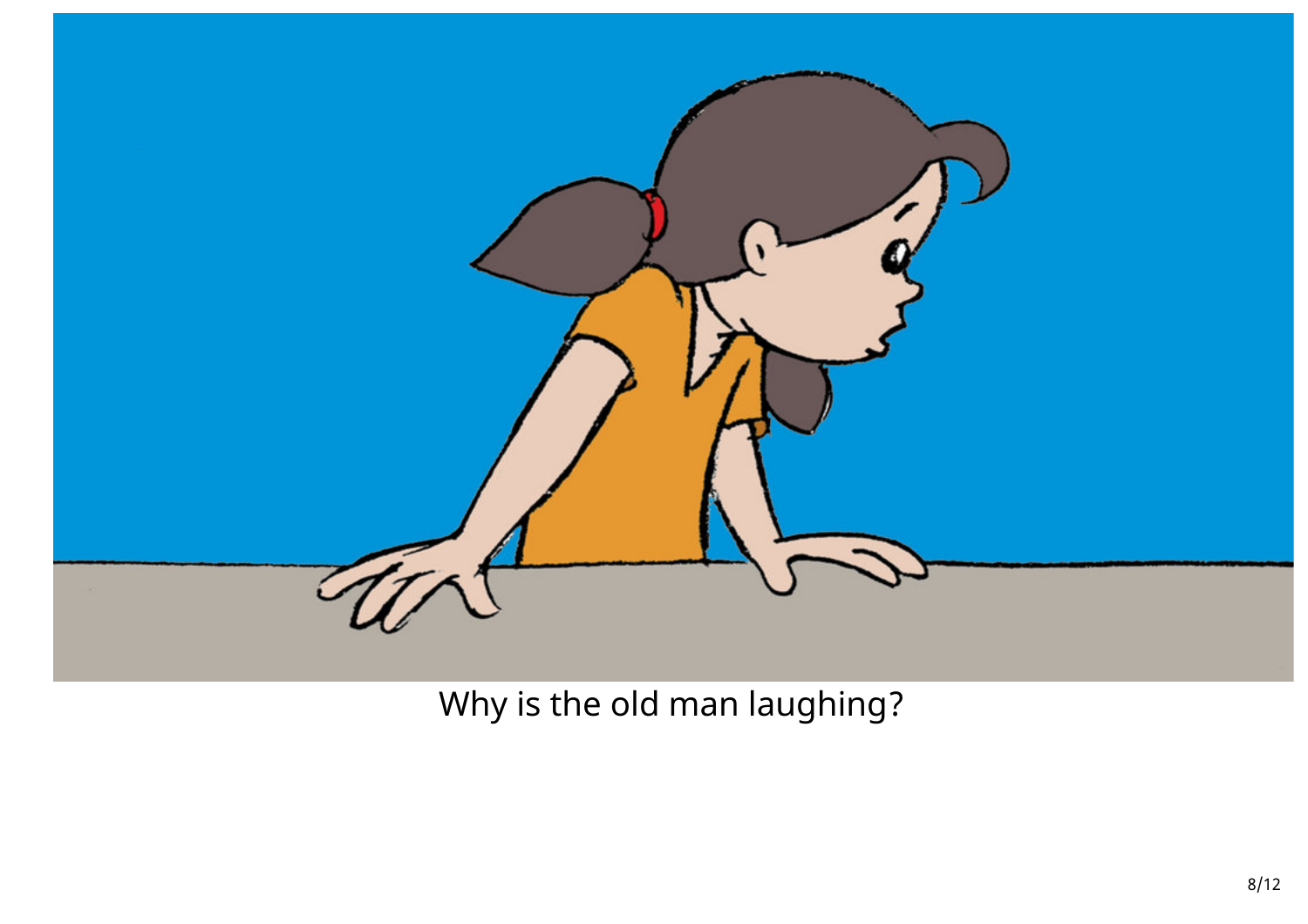Why is the old man laughing?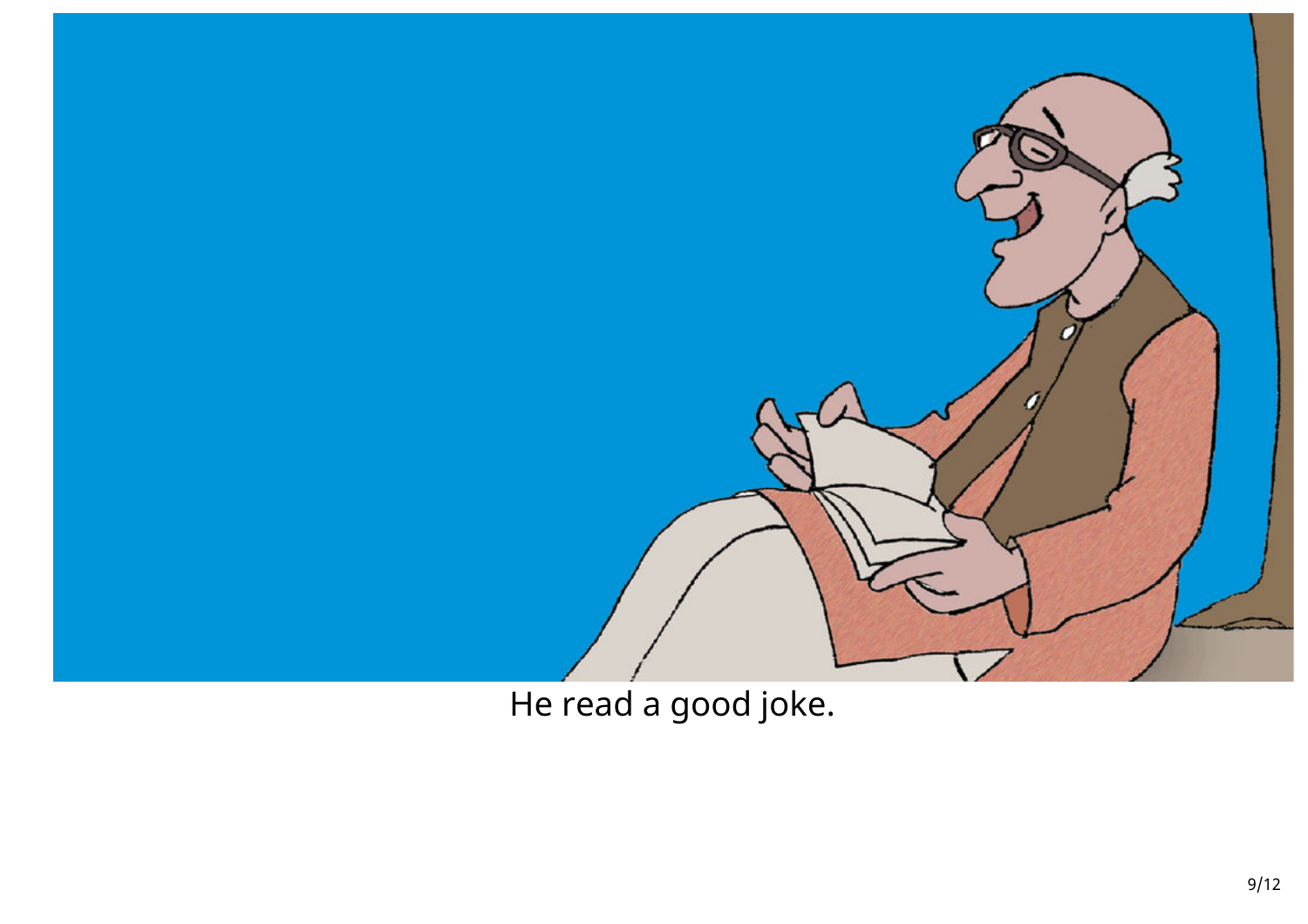He read a good joke.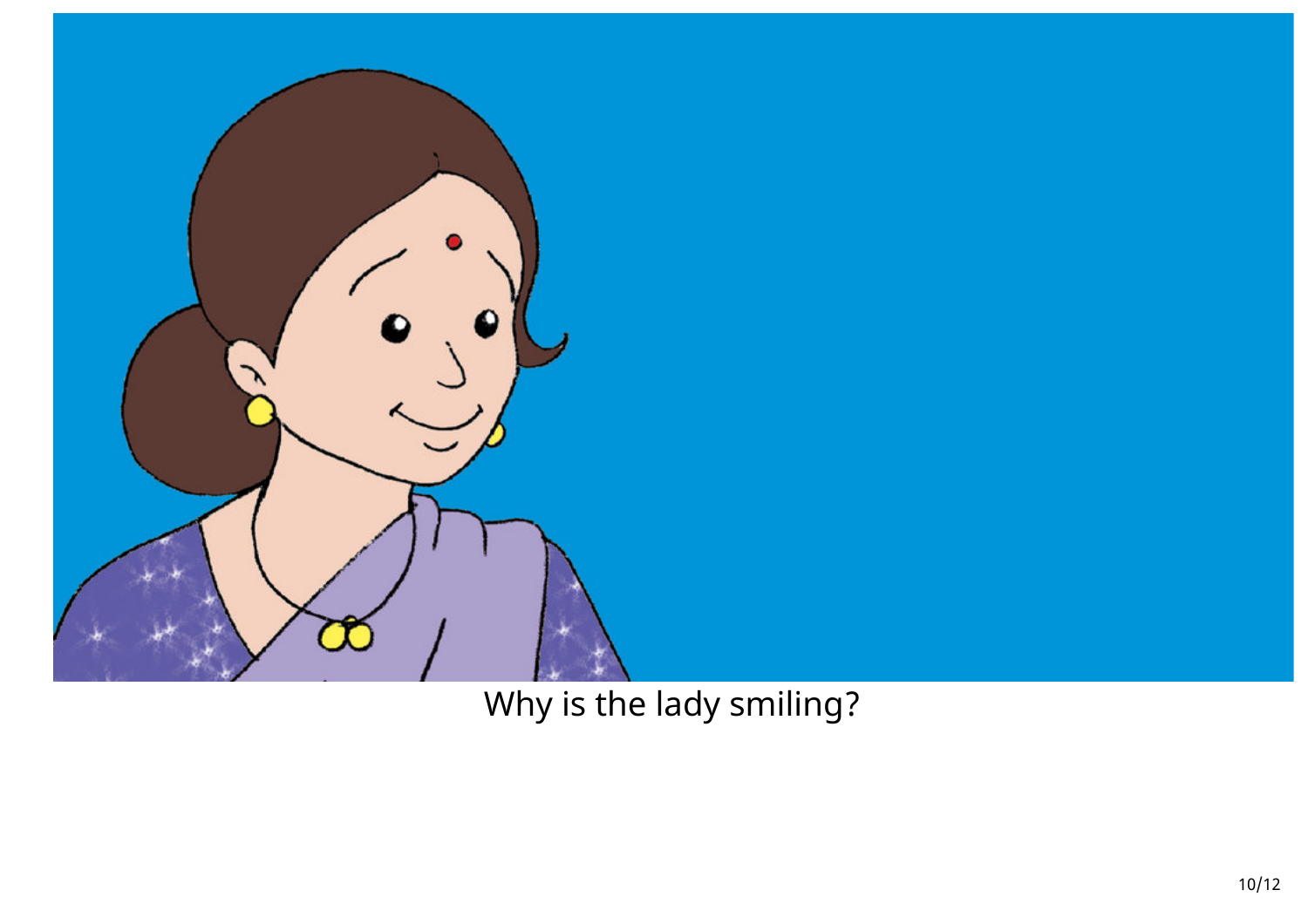Why is the lady smiling?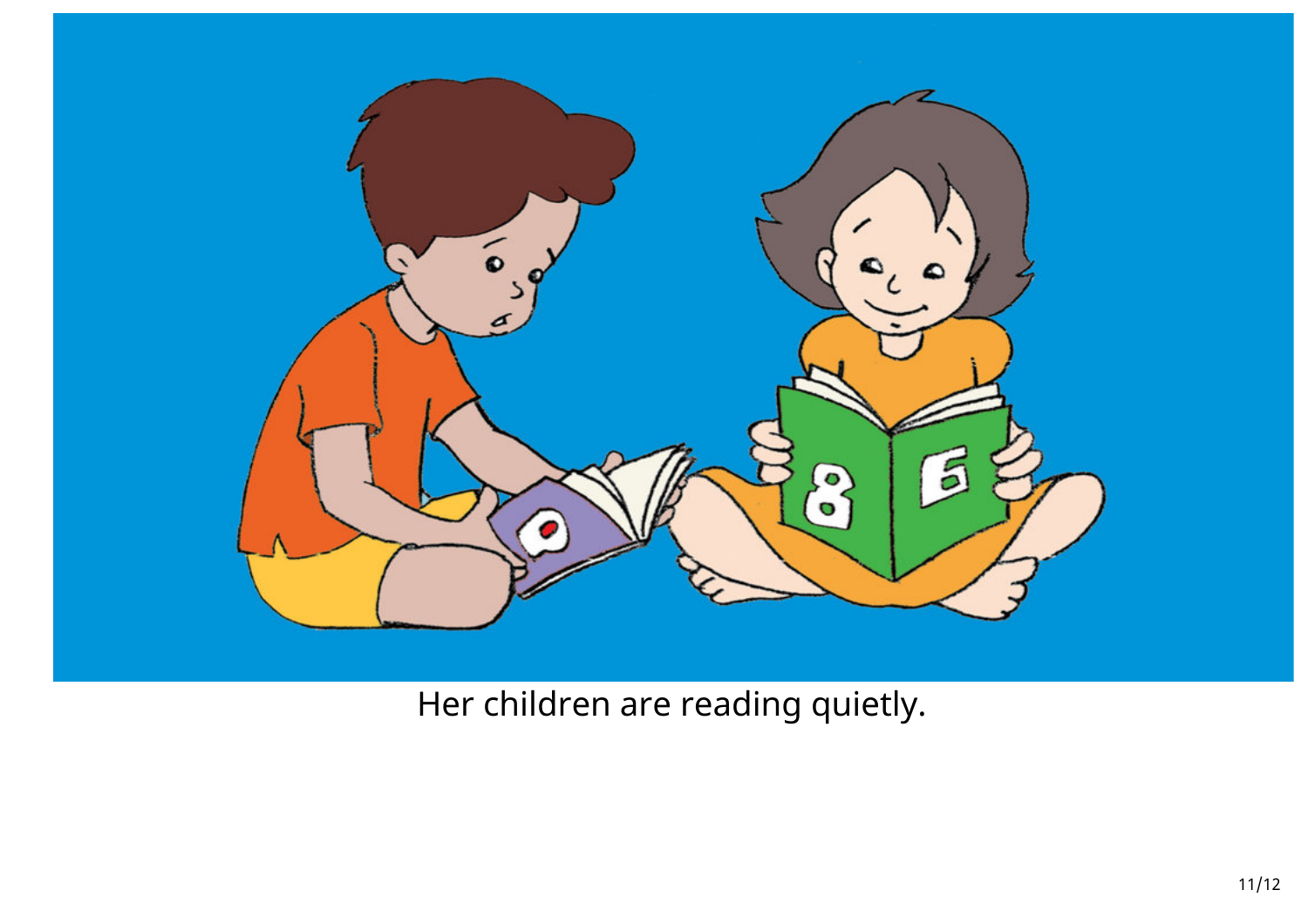Her children are reading quietly.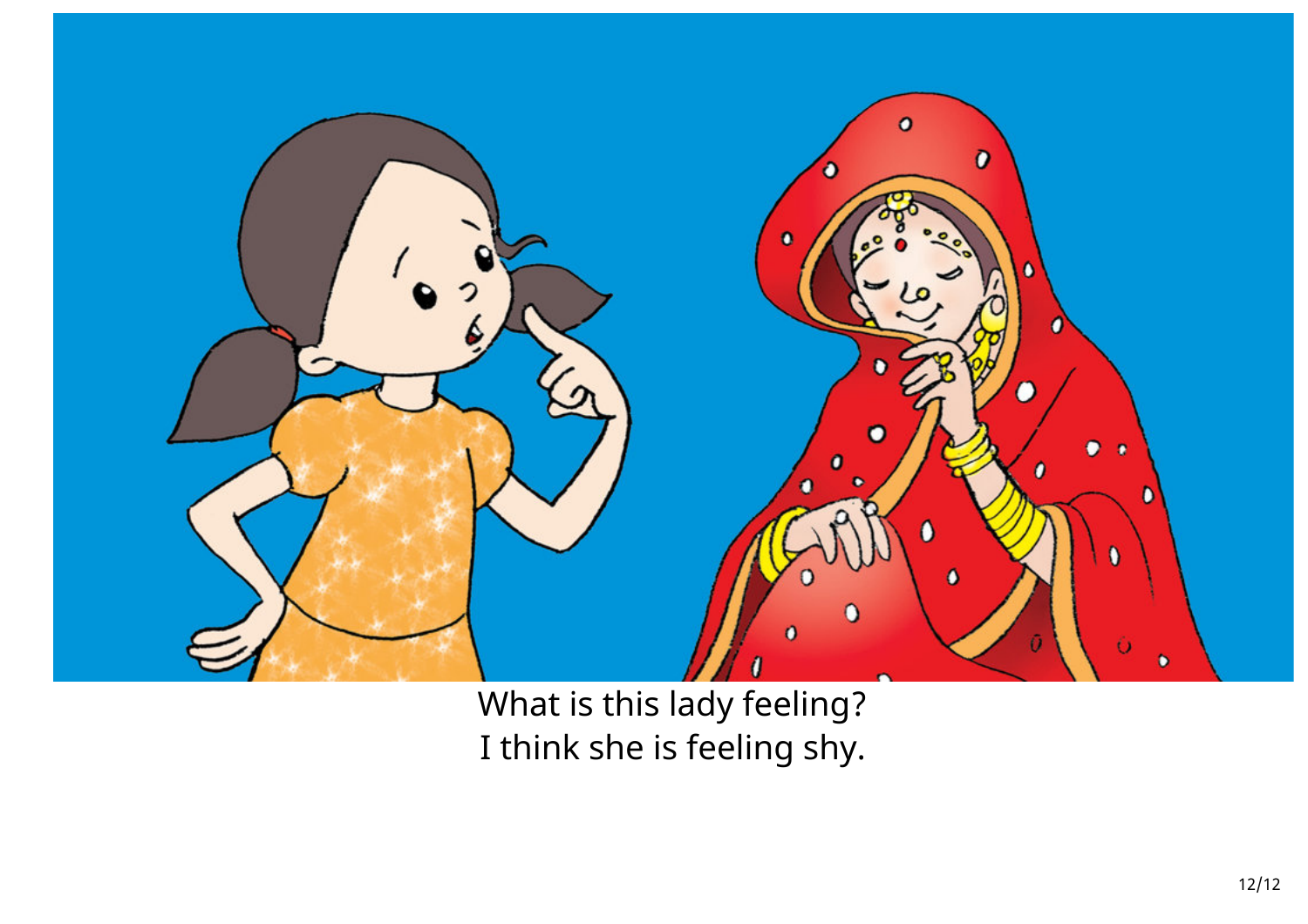What is this lady feeling?
I think she is feeling shy.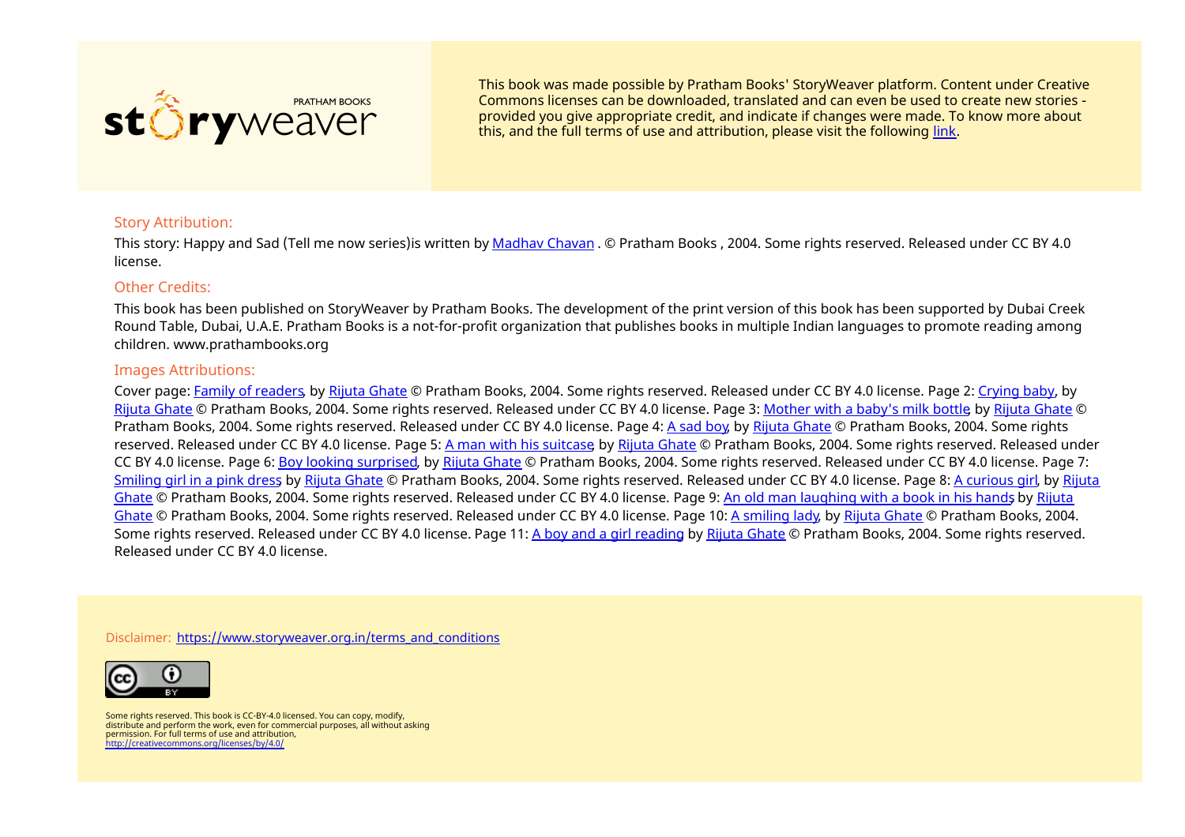storyweaver PRATHAM BOOKS

This book was made possible by Pratham Books' StoryWeaver platform. Content under Creative Commons licenses can be downloaded, translated and can even be used to create new stories - provided you give appropriate credit, and indicate if changes were made. To know more about this, and the full terms of use and attribution, please visit the following link.

### Story Attribution:

This story: Happy and Sad (Tell me now series)is written by Madhav Chavan . © Pratham Books , 2004. Some rights reserved. Released under CC BY 4.0 license.

### Other Credits:

This book has been published on StoryWeaver by Pratham Books. The development of the print version of this book has been supported by Dubai Creek Round Table, Dubai, U.A.E. Pratham Books is a not-for-profit organization that publishes books in multiple Indian languages to promote reading among children. www.prathambooks.org

### Images Attributions:

Cover page: Family of readers, by Rijuta Ghate © Pratham Books, 2004. Some rights reserved. Released under CC BY 4.0 license. Page 2: Crying baby, by Rijuta Ghate © Pratham Books, 2004. Some rights reserved. Released under CC BY 4.0 license. Page 3: Mother with a baby's milk bottle, by Rijuta Ghate © Pratham Books, 2004. Some rights reserved. Released under CC BY 4.0 license. Page 4: A sad boy, by Rijuta Ghate © Pratham Books, 2004. Some rights reserved. Released under CC BY 4.0 license. Page 5: A man with his suitcase, by Rijuta Ghate © Pratham Books, 2004. Some rights reserved. Released under CC BY 4.0 license. Page 6: Boy looking surprised, by Rijuta Ghate © Pratham Books, 2004. Some rights reserved. Released under CC BY 4.0 license. Page 7: Smiling girl in a pink dress, by Rijuta Ghate © Pratham Books, 2004. Some rights reserved. Released under CC BY 4.0 license. Page 8: A curious girl, by Rijuta Ghate © Pratham Books, 2004. Some rights reserved. Released under CC BY 4.0 license. Page 9: An old man laughing with a book in his hands, by Rijuta Ghate © Pratham Books, 2004. Some rights reserved. Released under CC BY 4.0 license. Page 10: A smiling lady, by Rijuta Ghate © Pratham Books, 2004. Some rights reserved. Released under CC BY 4.0 license. Page 11: A boy and a girl reading, by Rijuta Ghate © Pratham Books, 2004. Some rights reserved. Released under CC BY 4.0 license.

Disclaimer: https://www.storyweaver.org.in/terms_and_conditions

Some rights reserved. This book is CC-BY-4.0 licensed. You can copy, modify, distribute and perform the work, even for commercial purposes, all without asking permission. For full terms of use and attribution, http://creativecommons.org/licenses/by/4.0/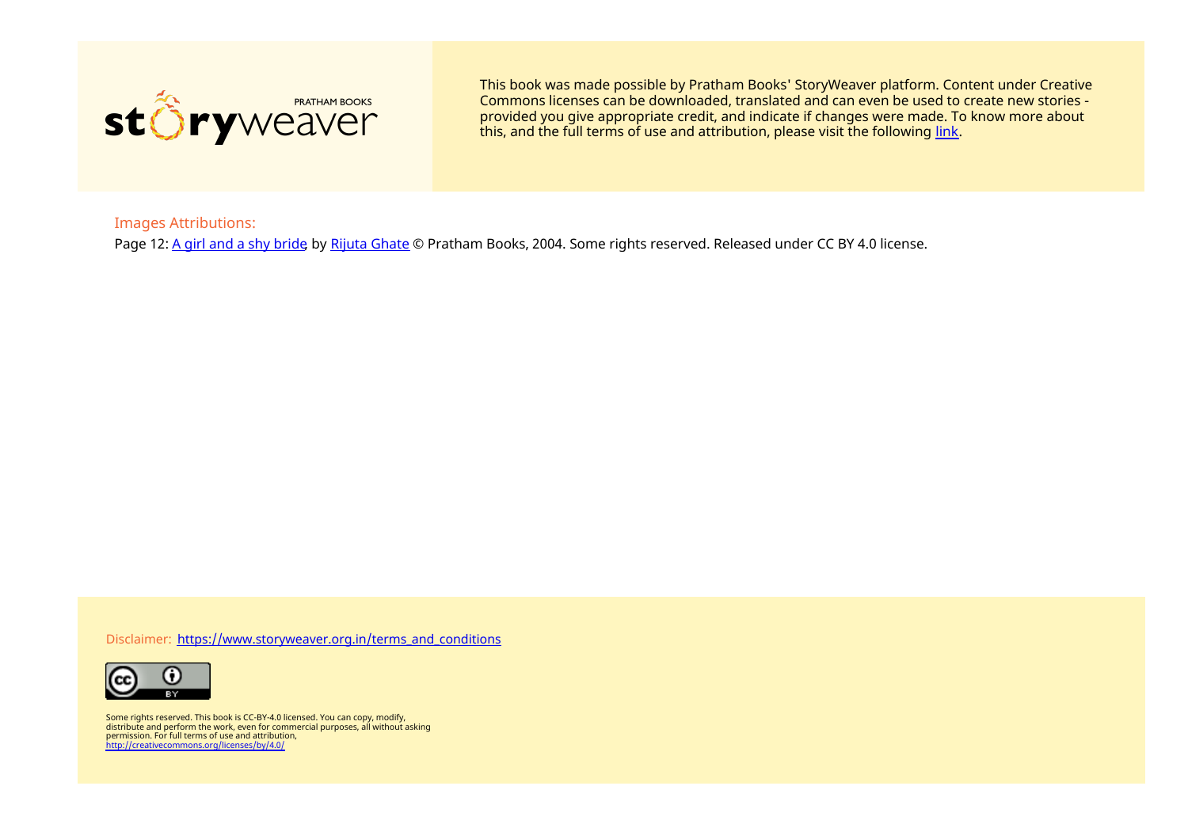storyweaver PRATHAM BOOKS

This book was made possible by Pratham Books' StoryWeaver platform. Content under Creative Commons licenses can be downloaded, translated and can even be used to create new stories - provided you give appropriate credit, and indicate if changes were made. To know more about this, and the full terms of use and attribution, please visit the following link.

Images Attributions:

Page 12: A girl and a shy bride by Rijuta Ghate © Pratham Books, 2004. Some rights reserved. Released under CC BY 4.0 license.

Disclaimer: https://www.storyweaver.org.in/terms_and_conditions

Some rights reserved. This book is CC-BY-4.0 licensed. You can copy, modify, distribute and perform the work, even for commercial purposes, all without asking permission. For full terms of use and attribution, http://creativecommons.org/licenses/by/4.0/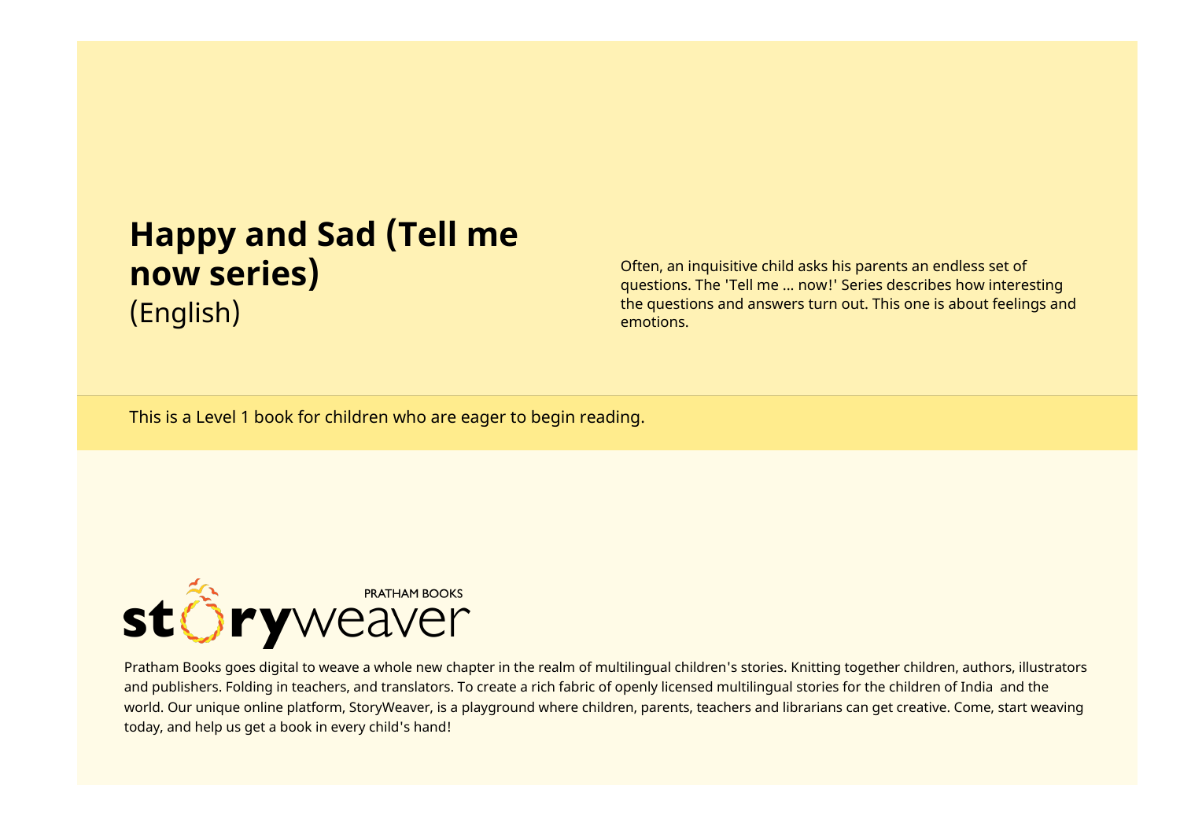# Happy and Sad (Tell me now series)

(English)

Often, an inquisitive child asks his parents an endless set of questions. The 'Tell me ... now!' Series describes how interesting the questions and answers turn out. This one is about feelings and emotions.

This is a Level 1 book for children who are eager to begin reading.

PRATHAM BOOKS

storyweaver

Pratham Books goes digital to weave a whole new chapter in the realm of multilingual children's stories. Knitting together children, authors, illustrators and publishers. Folding in teachers, and translators. To create a rich fabric of openly licensed multilingual stories for the children of India  and the world. Our unique online platform, StoryWeaver, is a playground where children, parents, teachers and librarians can get creative. Come, start weaving today, and help us get a book in every child's hand!